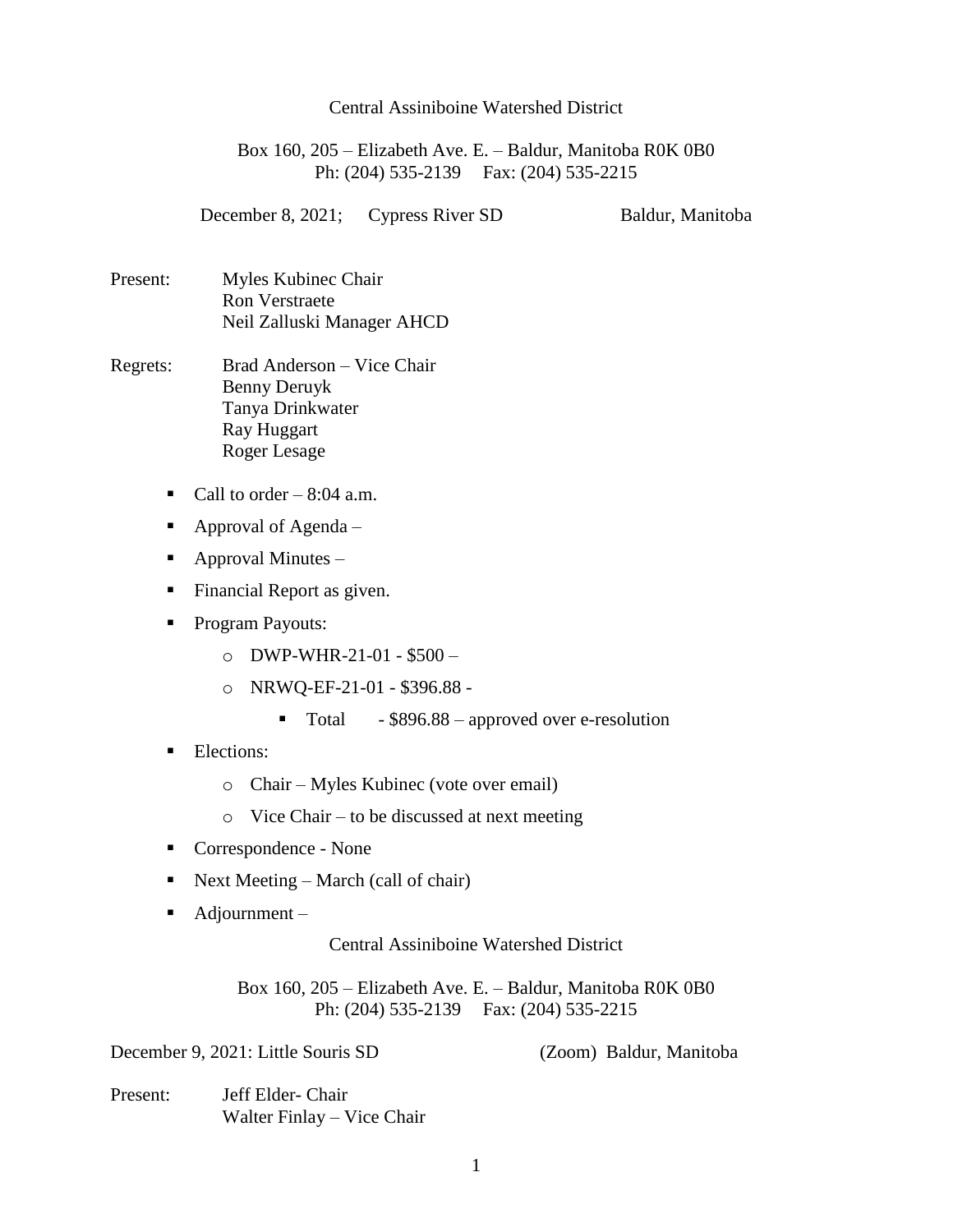Central Assiniboine Watershed District

Box 160, 205 – Elizabeth Ave. E. – Baldur, Manitoba R0K 0B0
Ph: (204) 535-2139 Fax: (204) 535-2215

December 8, 2021; Cypress River SD Baldur, Manitoba

Present: Myles Kubinec Chair
Ron Verstraete
Neil Zalluski Manager AHCD

Regrets: Brad Anderson – Vice Chair
Benny Deruyk
Tanya Drinkwater
Ray Huggart
Roger Lesage

- Call to order – 8:04 a.m.
- Approval of Agenda –
- Approval Minutes –
- Financial Report as given.
- Program Payouts:
  - DWP-WHR-21-01 - $500 –
  - NRWQ-EF-21-01 - $396.88 -
    - Total - $896.88 – approved over e-resolution
- Elections:
  - Chair – Myles Kubinec (vote over email)
  - Vice Chair – to be discussed at next meeting
- Correspondence - None
- Next Meeting – March (call of chair)
- Adjournment –

Central Assiniboine Watershed District

Box 160, 205 – Elizabeth Ave. E. – Baldur, Manitoba R0K 0B0
Ph: (204) 535-2139 Fax: (204) 535-2215

December 9, 2021: Little Souris SD (Zoom) Baldur, Manitoba

Present: Jeff Elder- Chair
Walter Finlay – Vice Chair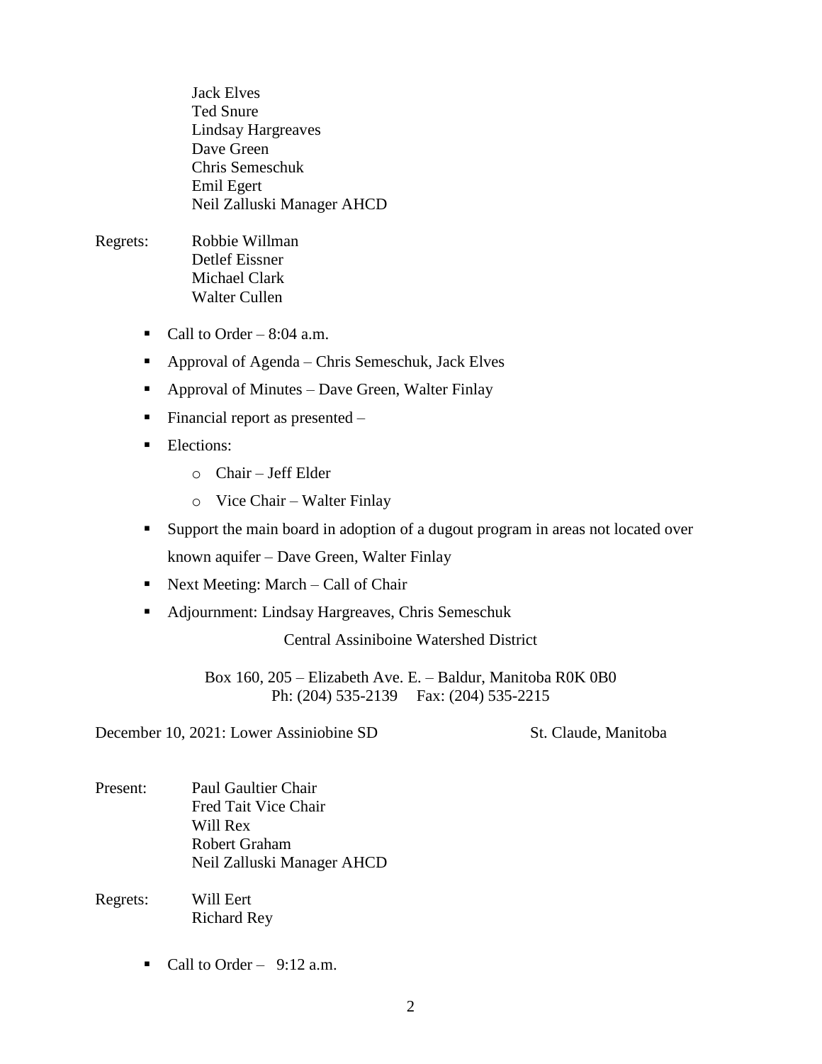Jack Elves
Ted Snure
Lindsay Hargreaves
Dave Green
Chris Semeschuk
Emil Egert
Neil Zalluski Manager AHCD

Regrets: Robbie Willman
Detlef Eissner
Michael Clark
Walter Cullen

- Call to Order – 8:04 a.m.
- Approval of Agenda – Chris Semeschuk, Jack Elves
- Approval of Minutes – Dave Green, Walter Finlay
- Financial report as presented –
- Elections:
  - Chair – Jeff Elder
  - Vice Chair – Walter Finlay
- Support the main board in adoption of a dugout program in areas not located over known aquifer – Dave Green, Walter Finlay
- Next Meeting: March – Call of Chair
- Adjournment: Lindsay Hargreaves, Chris Semeschuk

Central Assiniboine Watershed District

Box 160, 205 – Elizabeth Ave. E. – Baldur, Manitoba R0K 0B0
Ph: (204) 535-2139 Fax: (204) 535-2215

December 10, 2021: Lower Assiniobine SD St. Claude, Manitoba

Present: Paul Gaultier Chair
Fred Tait Vice Chair
Will Rex
Robert Graham
Neil Zalluski Manager AHCD

Regrets: Will Eert
Richard Rey

- Call to Order – 9:12 a.m.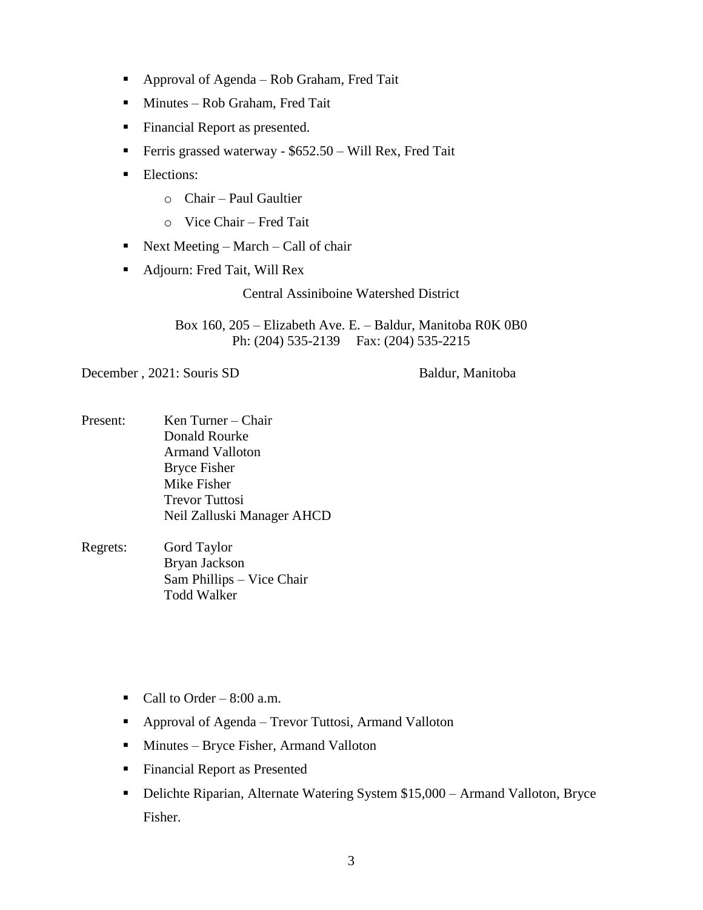- Approval of Agenda – Rob Graham, Fred Tait
- Minutes – Rob Graham, Fred Tait
- Financial Report as presented.
- Ferris grassed waterway - $652.50 – Will Rex, Fred Tait
- Elections:
  - Chair – Paul Gaultier
  - Vice Chair – Fred Tait
- Next Meeting – March – Call of chair
- Adjourn: Fred Tait, Will Rex

Central Assiniboine Watershed District

Box 160, 205 – Elizabeth Ave. E. – Baldur, Manitoba R0K 0B0
Ph: (204) 535-2139 Fax: (204) 535-2215

December , 2021: Souris SD Baldur, Manitoba

Present: Ken Turner – Chair
Donald Rourke
Armand Valloton
Bryce Fisher
Mike Fisher
Trevor Tuttosi
Neil Zalluski Manager AHCD

Regrets: Gord Taylor
Bryan Jackson
Sam Phillips – Vice Chair
Todd Walker

- Call to Order – 8:00 a.m.
- Approval of Agenda – Trevor Tuttosi, Armand Valloton
- Minutes – Bryce Fisher, Armand Valloton
- Financial Report as Presented
- Delichte Riparian, Alternate Watering System $15,000 – Armand Valloton, Bryce Fisher.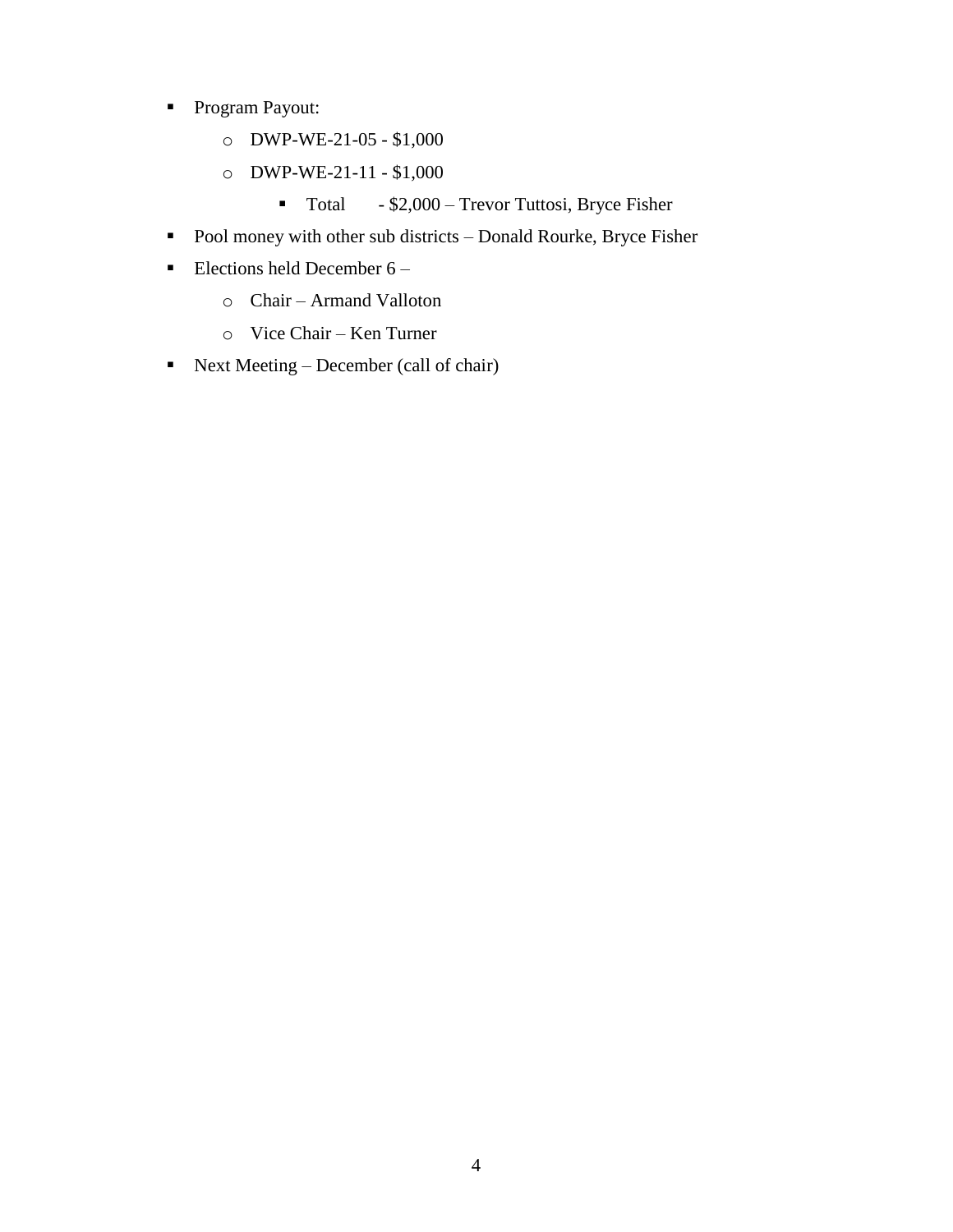- Program Payout:
  - DWP-WE-21-05 - $1,000
  - DWP-WE-21-11 - $1,000
    - Total - $2,000 – Trevor Tuttosi, Bryce Fisher
- Pool money with other sub districts – Donald Rourke, Bryce Fisher
- Elections held December 6 –
  - Chair – Armand Valloton
  - Vice Chair – Ken Turner
- Next Meeting – December (call of chair)